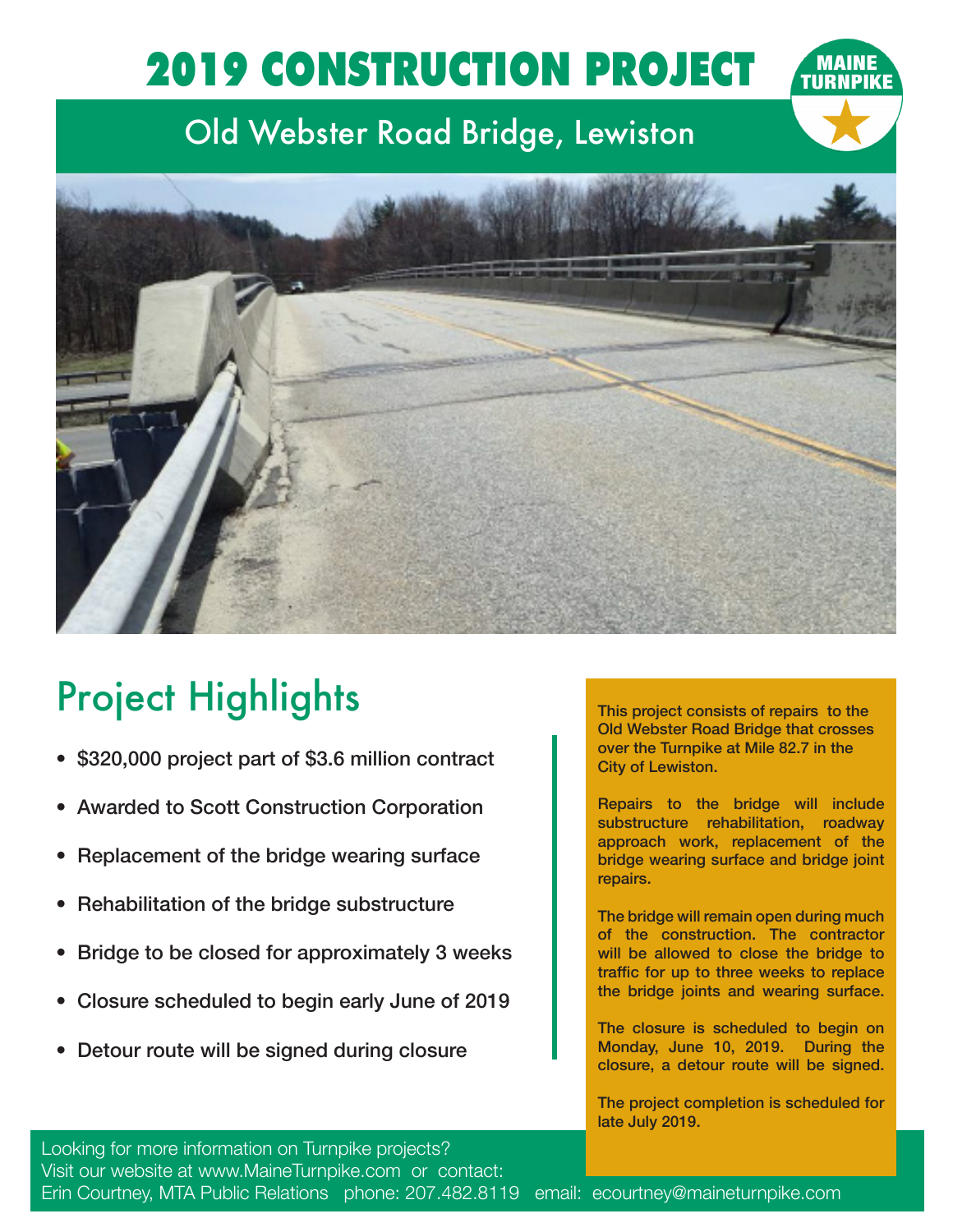# 2019 CONSTRUCTION PROJECT

MAINE TURNPIKE

## Old Webster Road Bridge, Lewiston

## Project Highlights

- $320,000 project part of $3.6 million contract
- Awarded to Scott Construction Corporation
- Replacement of the bridge wearing surface
- Rehabilitation of the bridge substructure
- Bridge to be closed for approximately 3 weeks
- Closure scheduled to begin early June of 2019
- Detour route will be signed during closure

**This project consists of repairs to the Old Webster Road Bridge that crosses over the Turnpike at Mile 82.7 in the City of Lewiston.**

**Repairs to the bridge will include substructure rehabilitation, roadway approach work, replacement of the bridge wearing surface and bridge joint repairs.**

**The bridge will remain open during much of the construction. The contractor will be allowed to close the bridge to traffic for up to three weeks to replace the bridge joints and wearing surface.**

**The closure is scheduled to begin on Monday, June 10, 2019. During the closure, a detour route will be signed.**

**The project completion is scheduled for late July 2019.**

Looking for more information on Turnpike projects?
Visit our website at www.MaineTurnpike.com or contact:
Erin Courtney, MTA Public Relations phone: 207.482.8119 email: ecourtney@maineturnpike.com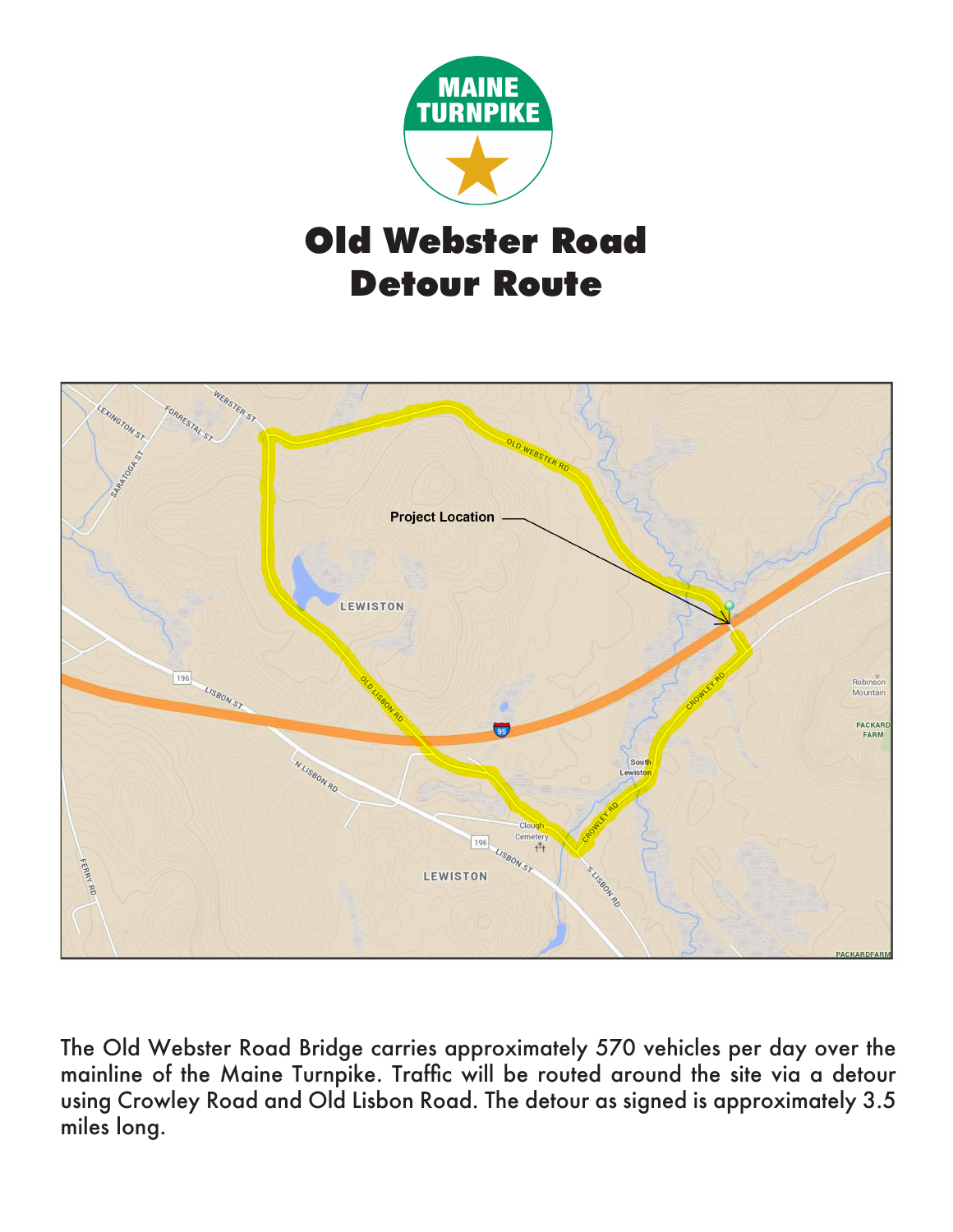MAINE TURNPIKE

# Old Webster Road Detour Route

Project Location

WEBSTER ST
LEXINGTON ST
FORRESTAL ST
SARATOGA ST
OLD WEBSTER RD
LEWISTON
196
LISBON ST
OLD LISBON RD
95
CROWLEY RD
Robinson Mountain
PACKARD FARM
South Lewiston
N LISBON RD
Clough Cemetery
196
LISBON ST
CROWLEY RD
FERRY RD
LEWISTON
S LISBON RD
PACKARDFARM

The Old Webster Road Bridge carries approximately 570 vehicles per day over the mainline of the Maine Turnpike. Traffic will be routed around the site via a detour using Crowley Road and Old Lisbon Road. The detour as signed is approximately 3.5 miles long.